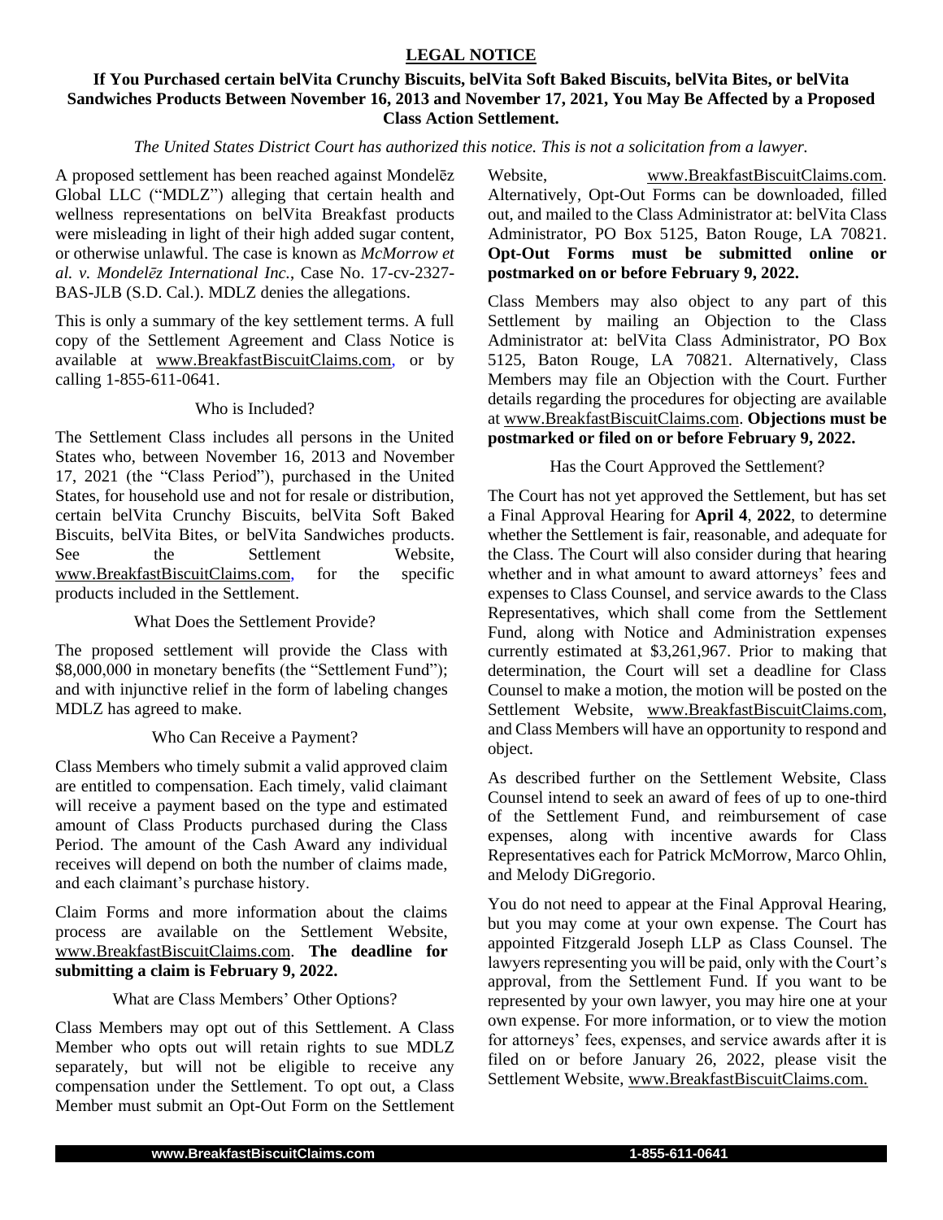# LEGAL NOTICE

## If You Purchased certain belVita Crunchy Biscuits, belVita Soft Baked Biscuits, belVita Bites, or belVita Sandwiches Products Between November 16, 2013 and November 17, 2021, You May Be Affected by a Proposed Class Action Settlement.

*The United States District Court has authorized this notice. This is not a solicitation from a lawyer.*

A proposed settlement has been reached against Mondelēz Global LLC ("MDLZ") alleging that certain health and wellness representations on belVita Breakfast products were misleading in light of their high added sugar content, or otherwise unlawful. The case is known as *McMorrow et al. v. Mondelēz International Inc.*, Case No. 17-cv-2327-BAS-JLB (S.D. Cal.). MDLZ denies the allegations.

This is only a summary of the key settlement terms. A full copy of the Settlement Agreement and Class Notice is available at www.BreakfastBiscuitClaims.com, or by calling 1-855-611-0641.

### Who is Included?

The Settlement Class includes all persons in the United States who, between November 16, 2013 and November 17, 2021 (the "Class Period"), purchased in the United States, for household use and not for resale or distribution, certain belVita Crunchy Biscuits, belVita Soft Baked Biscuits, belVita Bites, or belVita Sandwiches products. See the Settlement Website, www.BreakfastBiscuitClaims.com, for the specific products included in the Settlement.

### What Does the Settlement Provide?

The proposed settlement will provide the Class with $8,000,000 in monetary benefits (the "Settlement Fund"); and with injunctive relief in the form of labeling changes MDLZ has agreed to make.

### Who Can Receive a Payment?

Class Members who timely submit a valid approved claim are entitled to compensation. Each timely, valid claimant will receive a payment based on the type and estimated amount of Class Products purchased during the Class Period. The amount of the Cash Award any individual receives will depend on both the number of claims made, and each claimant's purchase history.

Claim Forms and more information about the claims process are available on the Settlement Website, www.BreakfastBiscuitClaims.com. **The deadline for submitting a claim is February 9, 2022.**

### What are Class Members' Other Options?

Class Members may opt out of this Settlement. A Class Member who opts out will retain rights to sue MDLZ separately, but will not be eligible to receive any compensation under the Settlement. To opt out, a Class Member must submit an Opt-Out Form on the Settlement Website, www.BreakfastBiscuitClaims.com. Alternatively, Opt-Out Forms can be downloaded, filled out, and mailed to the Class Administrator at: belVita Class Administrator, PO Box 5125, Baton Rouge, LA 70821. **Opt-Out Forms must be submitted online or postmarked on or before February 9, 2022.**

Class Members may also object to any part of this Settlement by mailing an Objection to the Class Administrator at: belVita Class Administrator, PO Box 5125, Baton Rouge, LA 70821. Alternatively, Class Members may file an Objection with the Court. Further details regarding the procedures for objecting are available at www.BreakfastBiscuitClaims.com. **Objections must be postmarked or filed on or before February 9, 2022.**

### Has the Court Approved the Settlement?

The Court has not yet approved the Settlement, but has set a Final Approval Hearing for **April 4**, **2022**, to determine whether the Settlement is fair, reasonable, and adequate for the Class. The Court will also consider during that hearing whether and in what amount to award attorneys' fees and expenses to Class Counsel, and service awards to the Class Representatives, which shall come from the Settlement Fund, along with Notice and Administration expenses currently estimated at $3,261,967. Prior to making that determination, the Court will set a deadline for Class Counsel to make a motion, the motion will be posted on the Settlement Website, www.BreakfastBiscuitClaims.com, and Class Members will have an opportunity to respond and object.

As described further on the Settlement Website, Class Counsel intend to seek an award of fees of up to one-third of the Settlement Fund, and reimbursement of case expenses, along with incentive awards for Class Representatives each for Patrick McMorrow, Marco Ohlin, and Melody DiGregorio.

You do not need to appear at the Final Approval Hearing, but you may come at your own expense. The Court has appointed Fitzgerald Joseph LLP as Class Counsel. The lawyers representing you will be paid, only with the Court's approval, from the Settlement Fund. If you want to be represented by your own lawyer, you may hire one at your own expense. For more information, or to view the motion for attorneys' fees, expenses, and service awards after it is filed on or before January 26, 2022, please visit the Settlement Website, www.BreakfastBiscuitClaims.com.

**www.BreakfastBiscuitClaims.com** **1-855-611-0641**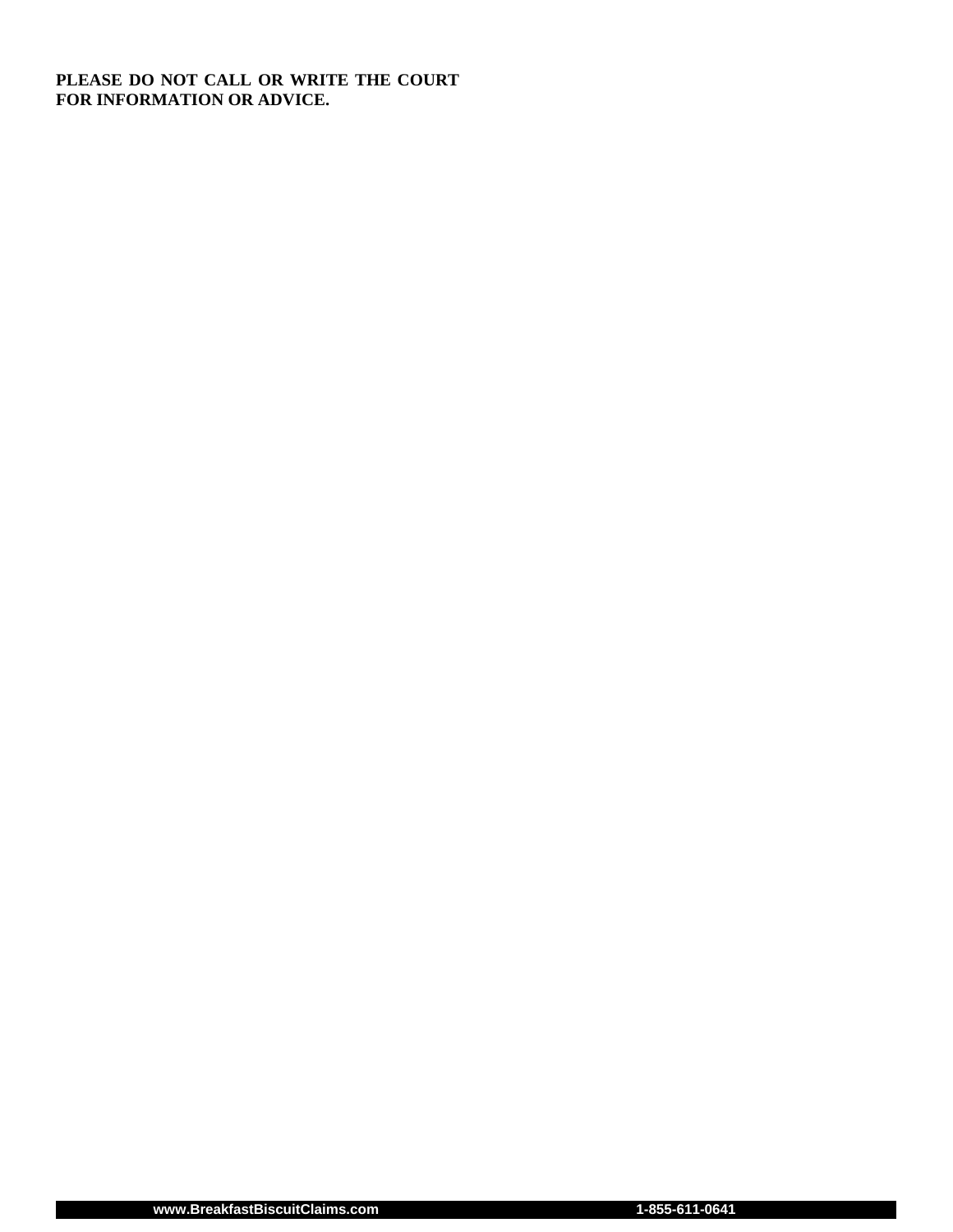**PLEASE DO NOT CALL OR WRITE THE COURT FOR INFORMATION OR ADVICE.**